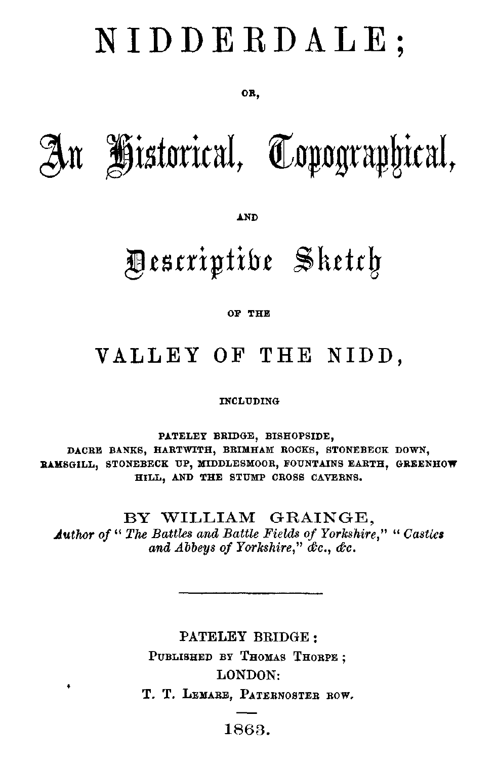# NIDDERDALE;

OR,

# An Historical, Topographical,

AND

# Descriptive Sketch

OF THE

# VALLEY OF THE NIDD,

INCLUDING

PATELEY BRIDGE, BISHOPSIDE, DACRE BANKS, HARTWITH, BRIMHAM ROCKS, STONEBECK DOWN, RAMSGILL, STONEBECK UP, MIDDLESMOOR, FOUNTAINS EARTH, GREENHOW HILL, AND THE STUMP CROSS CAVERNS.

BY WILLIAM GRAINGE,

*Author of "The Battles and Battle Fields of Yorkshire," "Castles and Abbeys of Yorkshire," &c., &c.*

---

PATELEY BRIDGE:
PUBLISHED BY THOMAS THORPE;
LONDON:
T. T. LEMARE, PATERNOSTER ROW.

1863.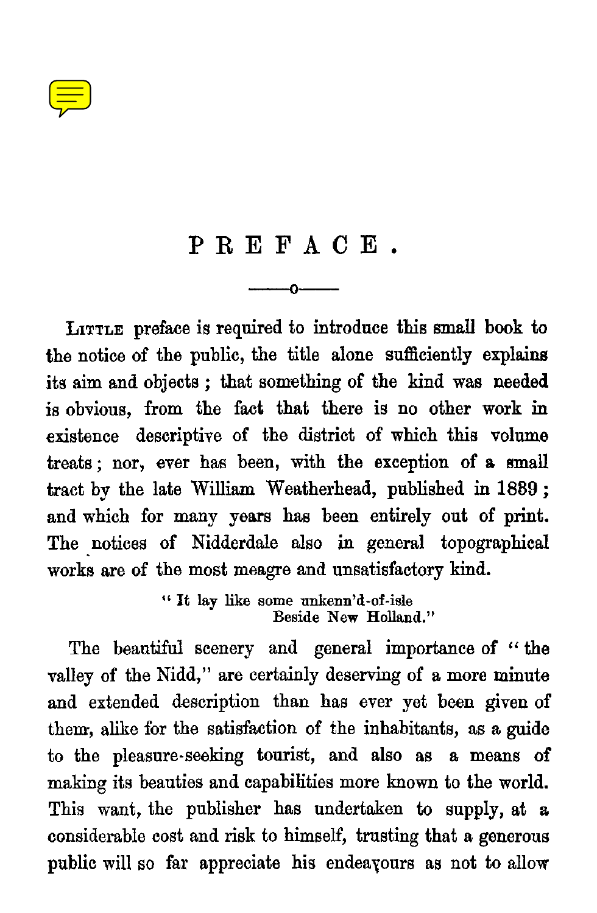# PREFACE.

LITTLE preface is required to introduce this small book to the notice of the public, the title alone sufficiently explains its aim and objects; that something of the kind was needed is obvious, from the fact that there is no other work in existence descriptive of the district of which this volume treats; nor, ever has been, with the exception of a small tract by the late William Weatherhead, published in 1839; and which for many years has been entirely out of print. The notices of Nidderdale also in general topographical works are of the most meagre and unsatisfactory kind.

> "It lay like some unkenn'd-of-isle
> Beside New Holland."

The beautiful scenery and general importance of "the valley of the Nidd," are certainly deserving of a more minute and extended description than has ever yet been given of them, alike for the satisfaction of the inhabitants, as a guide to the pleasure-seeking tourist, and also as a means of making its beauties and capabilities more known to the world. This want, the publisher has undertaken to supply, at a considerable cost and risk to himself, trusting that a generous public will so far appreciate his endeavours as not to allow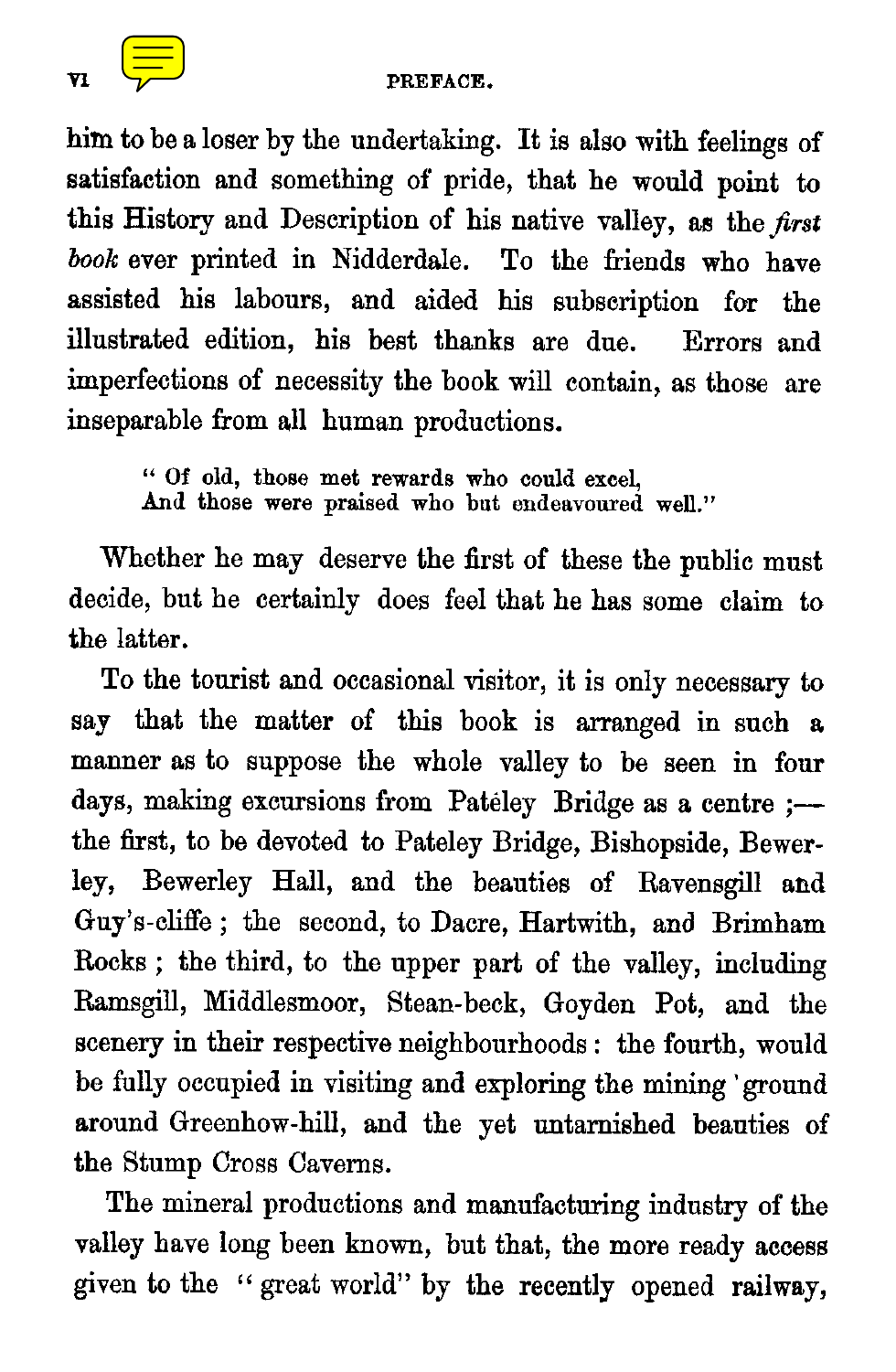him to be a loser by the undertaking. It is also with feelings of satisfaction and something of pride, that he would point to this History and Description of his native valley, as the *first book* ever printed in Nidderdale. To the friends who have assisted his labours, and aided his subscription for the illustrated edition, his best thanks are due. Errors and imperfections of necessity the book will contain, as those are inseparable from all human productions.

> " Of old, those met rewards who could excel,
> And those were praised who but endeavoured well."

Whether he may deserve the first of these the public must decide, but he certainly does feel that he has some claim to the latter.

To the tourist and occasional visitor, it is only necessary to say that the matter of this book is arranged in such a manner as to suppose the whole valley to be seen in four days, making excursions from Patéley Bridge as a centre ;—the first, to be devoted to Pateley Bridge, Bishopside, Bewerley, Bewerley Hall, and the beauties of Ravensgill and Guy's-cliffe ; the second, to Dacre, Hartwith, and Brimham Rocks ; the third, to the upper part of the valley, including Ramsgill, Middlesmoor, Stean-beck, Goyden Pot, and the scenery in their respective neighbourhoods : the fourth, would be fully occupied in visiting and exploring the mining ground around Greenhow-hill, and the yet untarnished beauties of the Stump Cross Caverns.

The mineral productions and manufacturing industry of the valley have long been known, but that, the more ready access given to the "great world" by the recently opened railway,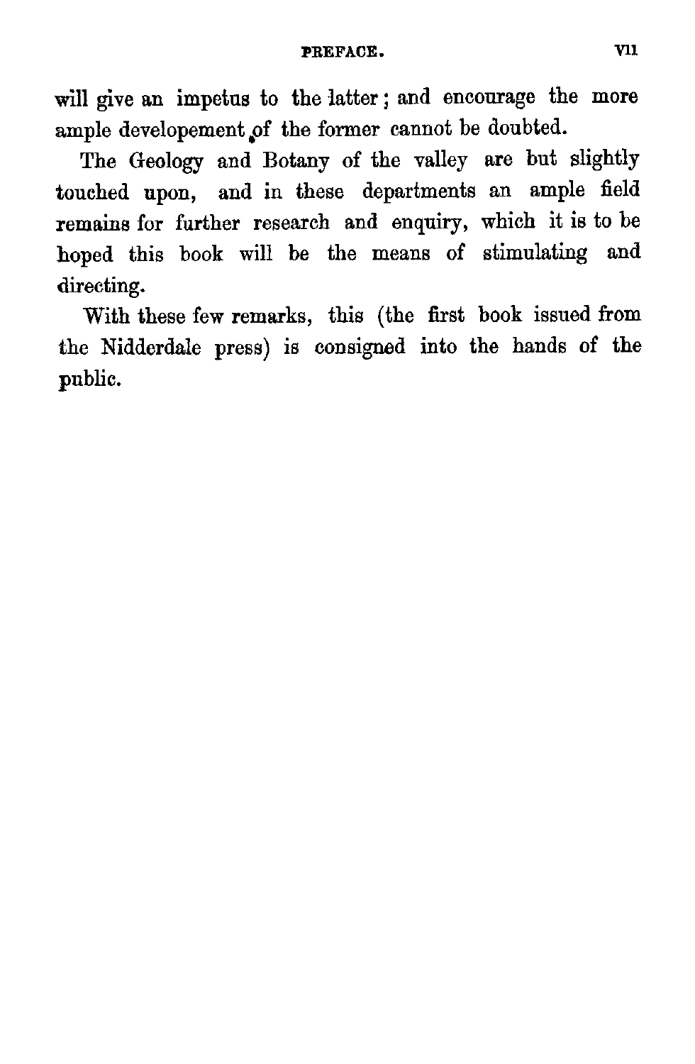will give an impetus to the latter; and encourage the more ample developement of the former cannot be doubted.

The Geology and Botany of the valley are but slightly touched upon, and in these departments an ample field remains for further research and enquiry, which it is to be hoped this book will be the means of stimulating and directing.

With these few remarks, this (the first book issued from the Nidderdale press) is consigned into the hands of the public.